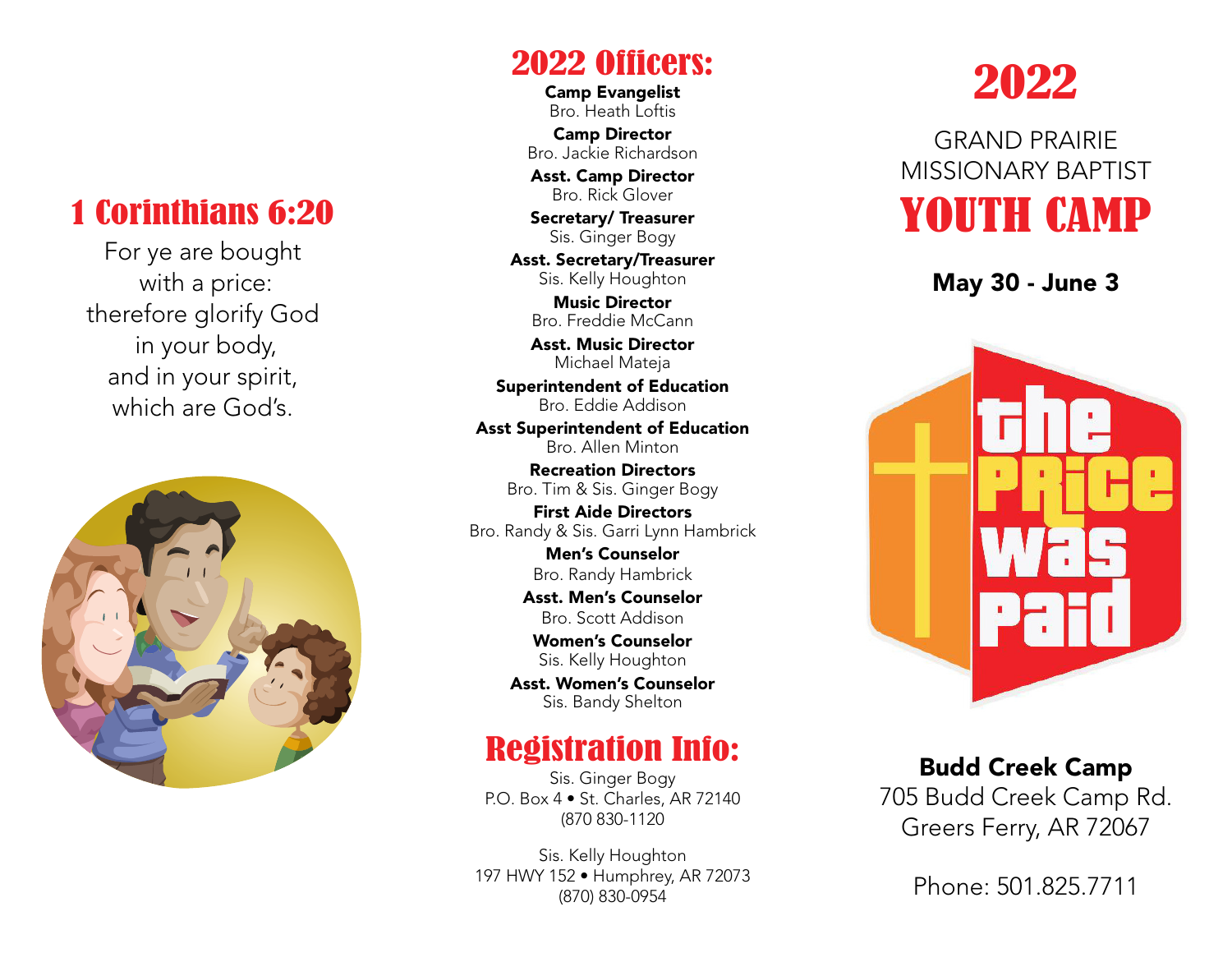## 1 Corinthians 6:20

For ye are bought
with a price:
therefore glorify God
in your body,
and in your spirit,
which are God's.

## 2022 Officers:

**Camp Evangelist**
Bro. Heath Loftis

**Camp Director**
Bro. Jackie Richardson

**Asst. Camp Director**
Bro. Rick Glover

**Secretary/ Treasurer**
Sis. Ginger Bogy

**Asst. Secretary/Treasurer**
Sis. Kelly Houghton

**Music Director**
Bro. Freddie McCann

**Asst. Music Director**
Michael Mateja

**Superintendent of Education**
Bro. Eddie Addison

**Asst Superintendent of Education**
Bro. Allen Minton

**Recreation Directors**
Bro. Tim & Sis. Ginger Bogy

**First Aide Directors**
Bro. Randy & Sis. Garri Lynn Hambrick

**Men's Counselor**
Bro. Randy Hambrick

**Asst. Men's Counselor**
Bro. Scott Addison

**Women's Counselor**
Sis. Kelly Houghton

**Asst. Women's Counselor**
Sis. Bandy Shelton

## Registration Info:

Sis. Ginger Bogy
P.O. Box 4 • St. Charles, AR 72140
(870 830-1120

Sis. Kelly Houghton
197 HWY 152 • Humphrey, AR 72073
(870) 830-0954

# 2022

GRAND PRAIRIE
MISSIONARY BAPTIST

# YOUTH CAMP

**May 30 - June 3**

the PRiCE was paid

**Budd Creek Camp**
705 Budd Creek Camp Rd.
Greers Ferry, AR 72067

Phone: 501.825.7711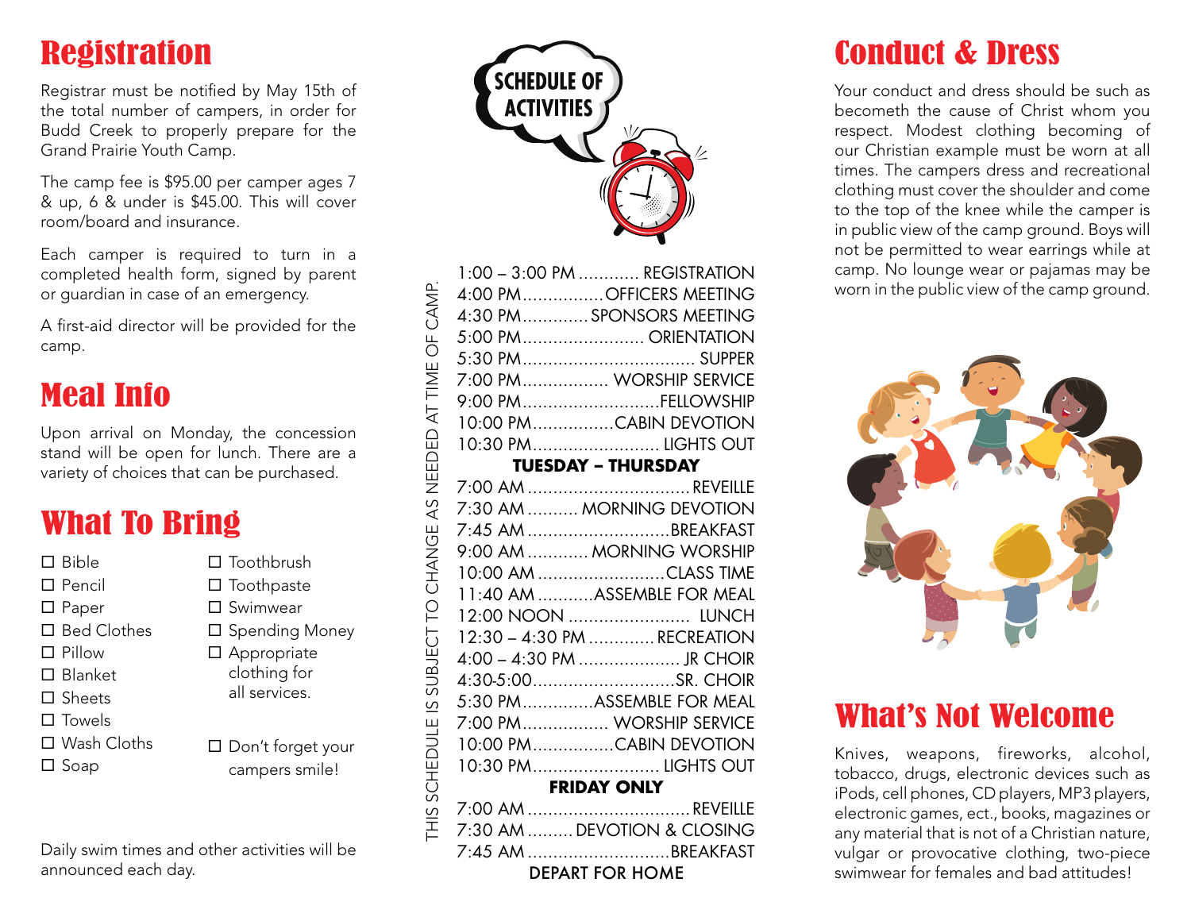# Registration

Registrar must be notified by May 15th of the total number of campers, in order for Budd Creek to properly prepare for the Grand Prairie Youth Camp.

The camp fee is $95.00 per camper ages 7 & up, 6 & under is $45.00. This will cover room/board and insurance.

Each camper is required to turn in a completed health form, signed by parent or guardian in case of an emergency.

A first-aid director will be provided for the camp.

# Meal Info

Upon arrival on Monday, the concession stand will be open for lunch. There are a variety of choices that can be purchased.

# What To Bring

- ☐ Bible
- ☐ Pencil
- ☐ Paper
- ☐ Bed Clothes
- ☐ Pillow
- ☐ Blanket
- ☐ Sheets
- ☐ Towels
- ☐ Wash Cloths
- ☐ Soap
- ☐ Toothbrush
- ☐ Toothpaste
- ☐ Swimwear
- ☐ Spending Money
- ☐ Appropriate clothing for all services.
- ☐ Don't forget your campers smile!

Daily swim times and other activities will be announced each day.

# SCHEDULE OF ACTIVITIES

THIS SCHEDULE IS SUBJECT TO CHANGE AS NEEDED AT TIME OF CAMP.

1:00 – 3:00 PM ............ REGISTRATION
4:00 PM ................ OFFICERS MEETING
4:30 PM ............. SPONSORS MEETING
5:00 PM ........................ ORIENTATION
5:30 PM .................................. SUPPER
7:00 PM ................. WORSHIP SERVICE
9:00 PM ........................... FELLOWSHIP
10:00 PM ................ CABIN DEVOTION
10:30 PM ......................... LIGHTS OUT

**TUESDAY – THURSDAY**

7:00 AM ................................ REVEILLE
7:30 AM .......... MORNING DEVOTION
7:45 AM ............................ BREAKFAST
9:00 AM ............ MORNING WORSHIP
10:00 AM ......................... CLASS TIME
11:40 AM ........... ASSEMBLE FOR MEAL
12:00 NOON ........................ LUNCH
12:30 – 4:30 PM ............. RECREATION
4:00 – 4:30 PM .................... JR CHOIR
4:30-5:00 ............................ SR. CHOIR
5:30 PM .............. ASSEMBLE FOR MEAL
7:00 PM ................. WORSHIP SERVICE
10:00 PM ................ CABIN DEVOTION
10:30 PM ......................... LIGHTS OUT

**FRIDAY ONLY**

7:00 AM ................................ REVEILLE
7:30 AM ......... DEVOTION & CLOSING
7:45 AM ............................ BREAKFAST
DEPART FOR HOME

# Conduct & Dress

Your conduct and dress should be such as becometh the cause of Christ whom you respect. Modest clothing becoming of our Christian example must be worn at all times. The campers dress and recreational clothing must cover the shoulder and come to the top of the knee while the camper is in public view of the camp ground. Boys will not be permitted to wear earrings while at camp. No lounge wear or pajamas may be worn in the public view of the camp ground.

# What's Not Welcome

Knives, weapons, fireworks, alcohol, tobacco, drugs, electronic devices such as iPods, cell phones, CD players, MP3 players, electronic games, ect., books, magazines or any material that is not of a Christian nature, vulgar or provocative clothing, two-piece swimwear for females and bad attitudes!